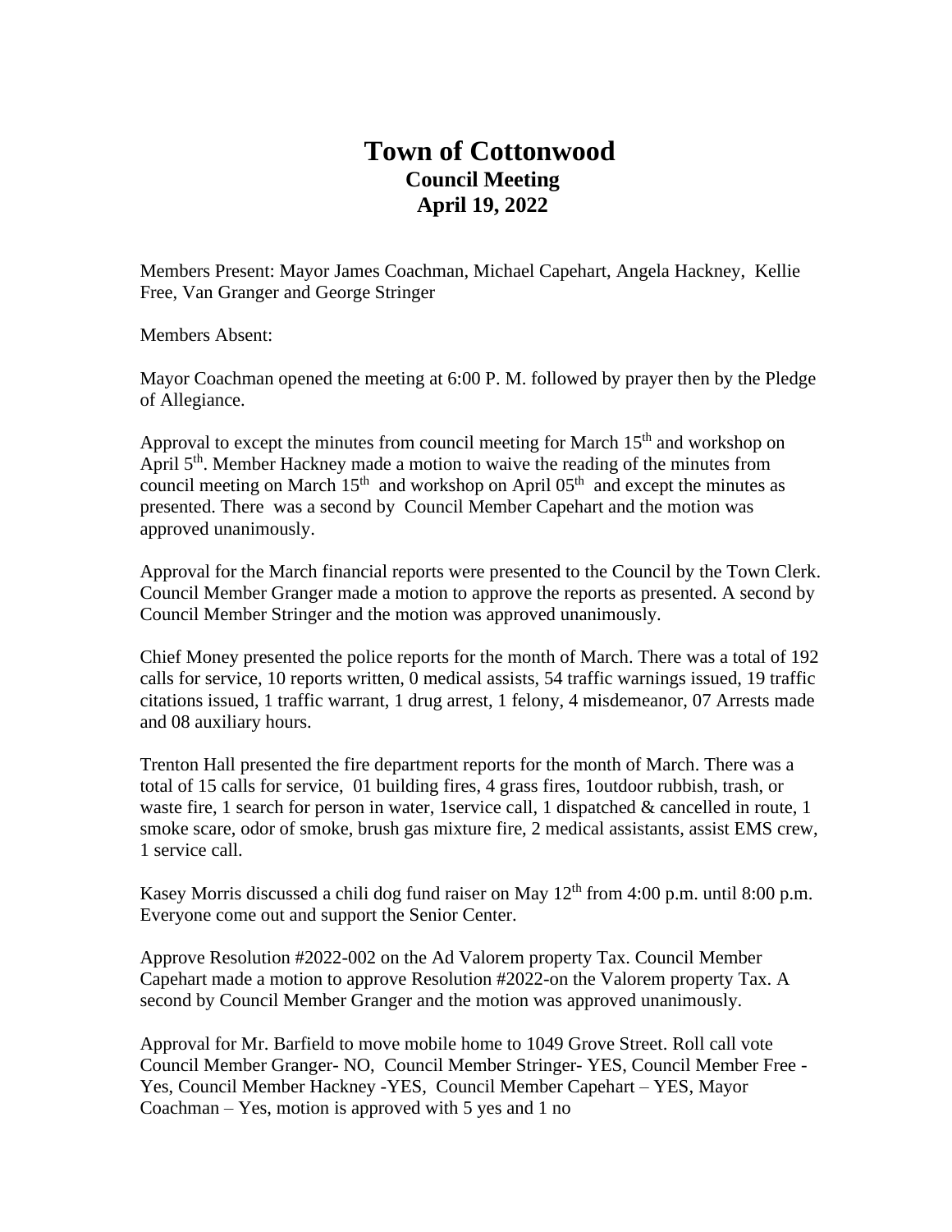# Town of Cottonwood

## Council Meeting

## April 19, 2022

Members Present: Mayor James Coachman, Michael Capehart, Angela Hackney, Kellie Free, Van Granger and George Stringer

Members Absent:

Mayor Coachman opened the meeting at 6:00 P. M. followed by prayer then by the Pledge of Allegiance.

Approval to except the minutes from council meeting for March 15th and workshop on April 5th. Member Hackney made a motion to waive the reading of the minutes from council meeting on March 15th and workshop on April 05th and except the minutes as presented. There was a second by Council Member Capehart and the motion was approved unanimously.

Approval for the March financial reports were presented to the Council by the Town Clerk. Council Member Granger made a motion to approve the reports as presented. A second by Council Member Stringer and the motion was approved unanimously.

Chief Money presented the police reports for the month of March. There was a total of 192 calls for service, 10 reports written, 0 medical assists, 54 traffic warnings issued, 19 traffic citations issued, 1 traffic warrant, 1 drug arrest, 1 felony, 4 misdemeanor, 07 Arrests made and 08 auxiliary hours.

Trenton Hall presented the fire department reports for the month of March. There was a total of 15 calls for service, 01 building fires, 4 grass fires, 1outdoor rubbish, trash, or waste fire, 1 search for person in water, 1service call, 1 dispatched & cancelled in route, 1 smoke scare, odor of smoke, brush gas mixture fire, 2 medical assistants, assist EMS crew, 1 service call.

Kasey Morris discussed a chili dog fund raiser on May 12th from 4:00 p.m. until 8:00 p.m. Everyone come out and support the Senior Center.

Approve Resolution #2022-002 on the Ad Valorem property Tax. Council Member Capehart made a motion to approve Resolution #2022-on the Valorem property Tax. A second by Council Member Granger and the motion was approved unanimously.

Approval for Mr. Barfield to move mobile home to 1049 Grove Street. Roll call vote Council Member Granger- NO, Council Member Stringer- YES, Council Member Free - Yes, Council Member Hackney -YES, Council Member Capehart – YES, Mayor Coachman – Yes, motion is approved with 5 yes and 1 no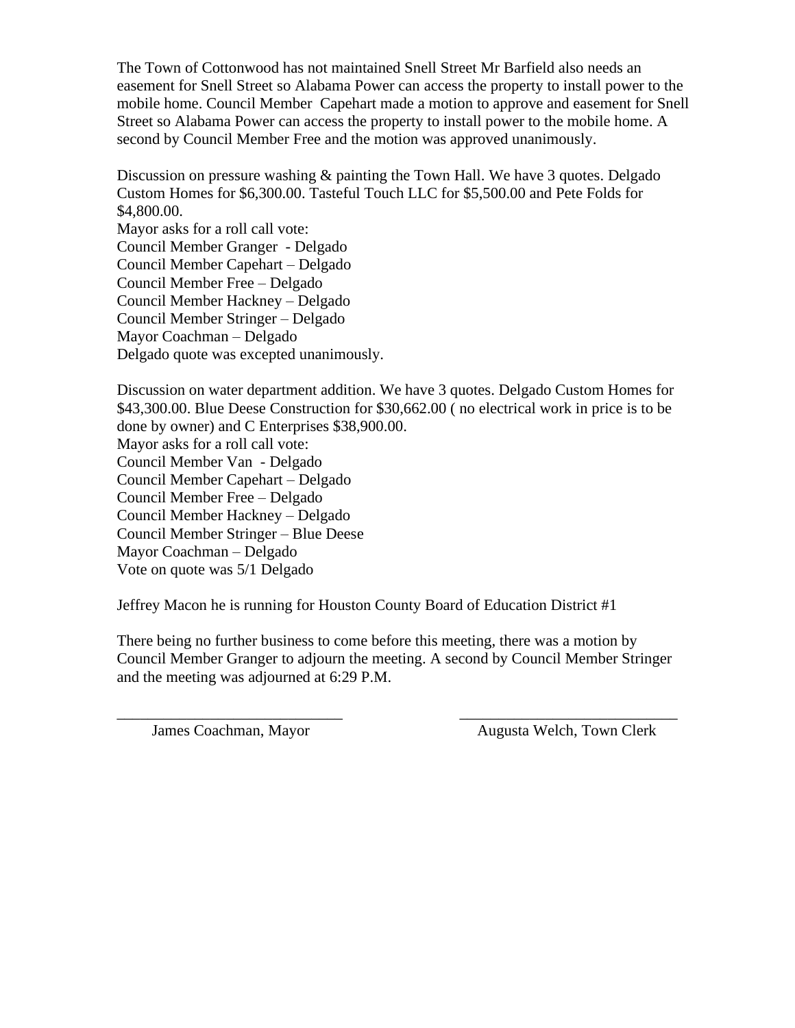The Town of Cottonwood has not maintained Snell Street Mr Barfield also needs an easement for Snell Street so Alabama Power can access the property to install power to the mobile home. Council Member Capehart made a motion to approve and easement for Snell Street so Alabama Power can access the property to install power to the mobile home. A second by Council Member Free and the motion was approved unanimously.

Discussion on pressure washing & painting the Town Hall. We have 3 quotes. Delgado Custom Homes for $6,300.00. Tasteful Touch LLC for $5,500.00 and Pete Folds for $4,800.00.
Mayor asks for a roll call vote:
Council Member Granger - Delgado
Council Member Capehart – Delgado
Council Member Free – Delgado
Council Member Hackney – Delgado
Council Member Stringer – Delgado
Mayor Coachman – Delgado
Delgado quote was excepted unanimously.

Discussion on water department addition. We have 3 quotes. Delgado Custom Homes for $43,300.00. Blue Deese Construction for $30,662.00 ( no electrical work in price is to be done by owner) and C Enterprises $38,900.00.
Mayor asks for a roll call vote:
Council Member Van - Delgado
Council Member Capehart – Delgado
Council Member Free – Delgado
Council Member Hackney – Delgado
Council Member Stringer – Blue Deese
Mayor Coachman – Delgado
Vote on quote was 5/1 Delgado

Jeffrey Macon he is running for Houston County Board of Education District #1

There being no further business to come before this meeting, there was a motion by Council Member Granger to adjourn the meeting. A second by Council Member Stringer and the meeting was adjourned at 6:29 P.M.

_____________________________ James Coachman, Mayor

_____________________________ Augusta Welch, Town Clerk